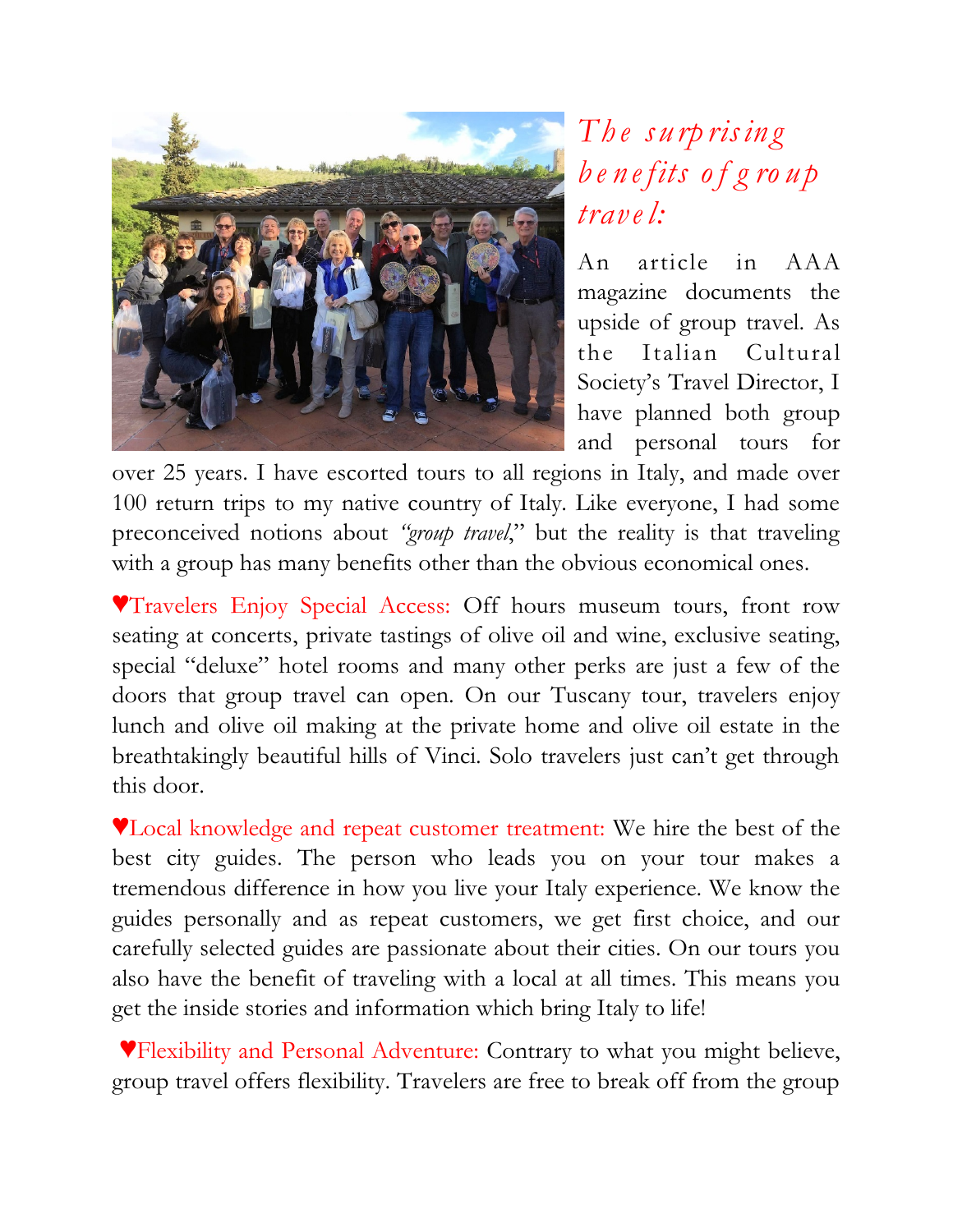# *The surprising benefits of group travel:*

An article in AAA magazine documents the upside of group travel. As the Italian Cultural Society's Travel Director, I have planned both group and personal tours for over 25 years. I have escorted tours to all regions in Italy, and made over 100 return trips to my native country of Italy. Like everyone, I had some preconceived notions about *"group travel*," but the reality is that traveling with a group has many benefits other than the obvious economical ones.

♥Travelers Enjoy Special Access: Off hours museum tours, front row seating at concerts, private tastings of olive oil and wine, exclusive seating, special "deluxe" hotel rooms and many other perks are just a few of the doors that group travel can open. On our Tuscany tour, travelers enjoy lunch and olive oil making at the private home and olive oil estate in the breathtakingly beautiful hills of Vinci. Solo travelers just can't get through this door.

♥Local knowledge and repeat customer treatment: We hire the best of the best city guides. The person who leads you on your tour makes a tremendous difference in how you live your Italy experience. We know the guides personally and as repeat customers, we get first choice, and our carefully selected guides are passionate about their cities. On our tours you also have the benefit of traveling with a local at all times. This means you get the inside stories and information which bring Italy to life!

♥Flexibility and Personal Adventure: Contrary to what you might believe, group travel offers flexibility. Travelers are free to break off from the group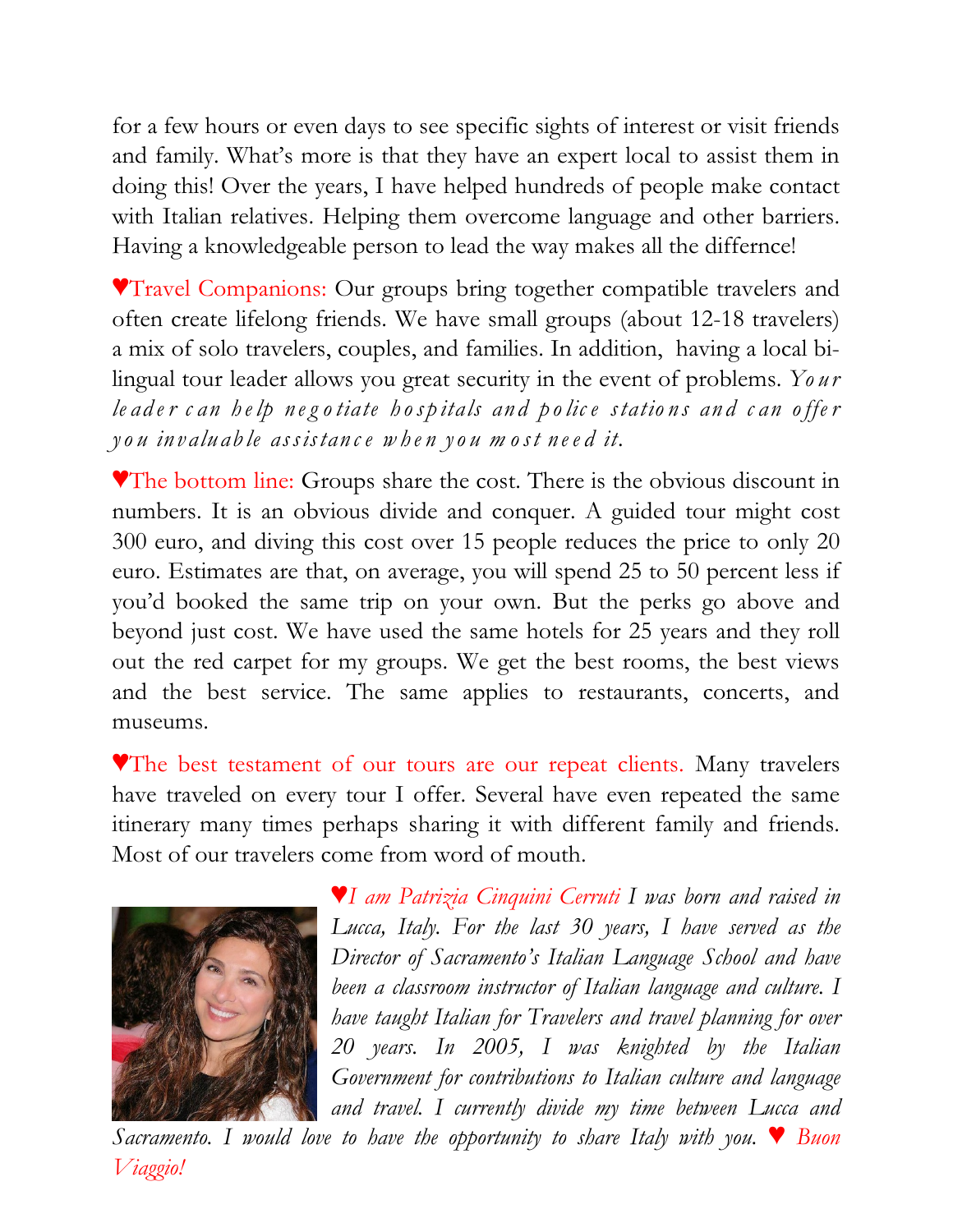for a few hours or even days to see specific sights of interest or visit friends and family. What's more is that they have an expert local to assist them in doing this! Over the years, I have helped hundreds of people make contact with Italian relatives. Helping them overcome language and other barriers. Having a knowledgeable person to lead the way makes all the differnce!

♥Travel Companions: Our groups bring together compatible travelers and often create lifelong friends. We have small groups (about 12-18 travelers) a mix of solo travelers, couples, and families. In addition, having a local bi-lingual tour leader allows you great security in the event of problems. *Your leader can help negotiate hospitals and police stations and can offer you invaluable assistance when you most need it.*

♥The bottom line: Groups share the cost. There is the obvious discount in numbers. It is an obvious divide and conquer. A guided tour might cost 300 euro, and diving this cost over 15 people reduces the price to only 20 euro. Estimates are that, on average, you will spend 25 to 50 percent less if you'd booked the same trip on your own. But the perks go above and beyond just cost. We have used the same hotels for 25 years and they roll out the red carpet for my groups. We get the best rooms, the best views and the best service. The same applies to restaurants, concerts, and museums.

♥The best testament of our tours are our repeat clients. Many travelers have traveled on every tour I offer. Several have even repeated the same itinerary many times perhaps sharing it with different family and friends. Most of our travelers come from word of mouth.

*♥I am Patrizia Cinquini Cerruti I was born and raised in Lucca, Italy. For the last 30 years, I have served as the Director of Sacramento's Italian Language School and have been a classroom instructor of Italian language and culture. I have taught Italian for Travelers and travel planning for over 20 years. In 2005, I was knighted by the Italian Government for contributions to Italian culture and language and travel. I currently divide my time between Lucca and Sacramento. I would love to have the opportunity to share Italy with you. ♥ Buon Viaggio!*